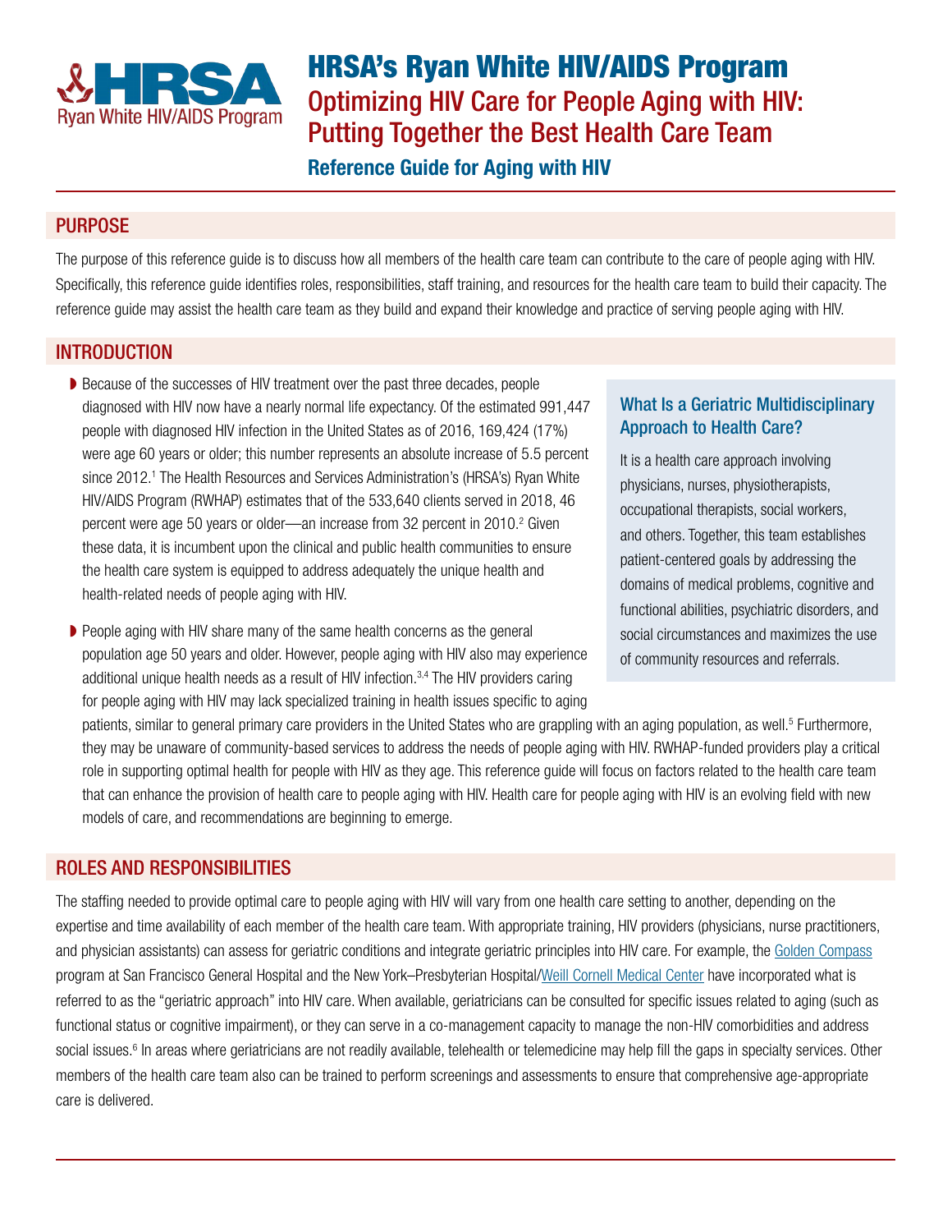# HRSA's Ryan White HIV/AIDS Program

## Optimizing HIV Care for People Aging with HIV: Putting Together the Best Health Care Team

### Reference Guide for Aging with HIV

## PURPOSE

The purpose of this reference guide is to discuss how all members of the health care team can contribute to the care of people aging with HIV. Specifically, this reference guide identifies roles, responsibilities, staff training, and resources for the health care team to build their capacity. The reference guide may assist the health care team as they build and expand their knowledge and practice of serving people aging with HIV.

## INTRODUCTION

- Because of the successes of HIV treatment over the past three decades, people diagnosed with HIV now have a nearly normal life expectancy. Of the estimated 991,447 people with diagnosed HIV infection in the United States as of 2016, 169,424 (17%) were age 60 years or older; this number represents an absolute increase of 5.5 percent since 2012.[1] The Health Resources and Services Administration's (HRSA's) Ryan White HIV/AIDS Program (RWHAP) estimates that of the 533,640 clients served in 2018, 46 percent were age 50 years or older—an increase from 32 percent in 2010.[2] Given these data, it is incumbent upon the clinical and public health communities to ensure the health care system is equipped to address adequately the unique health and health-related needs of people aging with HIV.
- People aging with HIV share many of the same health concerns as the general population age 50 years and older. However, people aging with HIV also may experience additional unique health needs as a result of HIV infection.[3,4] The HIV providers caring for people aging with HIV may lack specialized training in health issues specific to aging patients, similar to general primary care providers in the United States who are grappling with an aging population, as well.[5] Furthermore, they may be unaware of community-based services to address the needs of people aging with HIV. RWHAP-funded providers play a critical role in supporting optimal health for people with HIV as they age. This reference guide will focus on factors related to the health care team that can enhance the provision of health care to people aging with HIV. Health care for people aging with HIV is an evolving field with new models of care, and recommendations are beginning to emerge.

### What Is a Geriatric Multidisciplinary Approach to Health Care?

It is a health care approach involving physicians, nurses, physiotherapists, occupational therapists, social workers, and others. Together, this team establishes patient-centered goals by addressing the domains of medical problems, cognitive and functional abilities, psychiatric disorders, and social circumstances and maximizes the use of community resources and referrals.

## ROLES AND RESPONSIBILITIES

The staffing needed to provide optimal care to people aging with HIV will vary from one health care setting to another, depending on the expertise and time availability of each member of the health care team. With appropriate training, HIV providers (physicians, nurse practitioners, and physician assistants) can assess for geriatric conditions and integrate geriatric principles into HIV care. For example, the Golden Compass program at San Francisco General Hospital and the New York–Presbyterian Hospital/Weill Cornell Medical Center have incorporated what is referred to as the "geriatric approach" into HIV care. When available, geriatricians can be consulted for specific issues related to aging (such as functional status or cognitive impairment), or they can serve in a co-management capacity to manage the non-HIV comorbidities and address social issues.[6] In areas where geriatricians are not readily available, telehealth or telemedicine may help fill the gaps in specialty services. Other members of the health care team also can be trained to perform screenings and assessments to ensure that comprehensive age-appropriate care is delivered.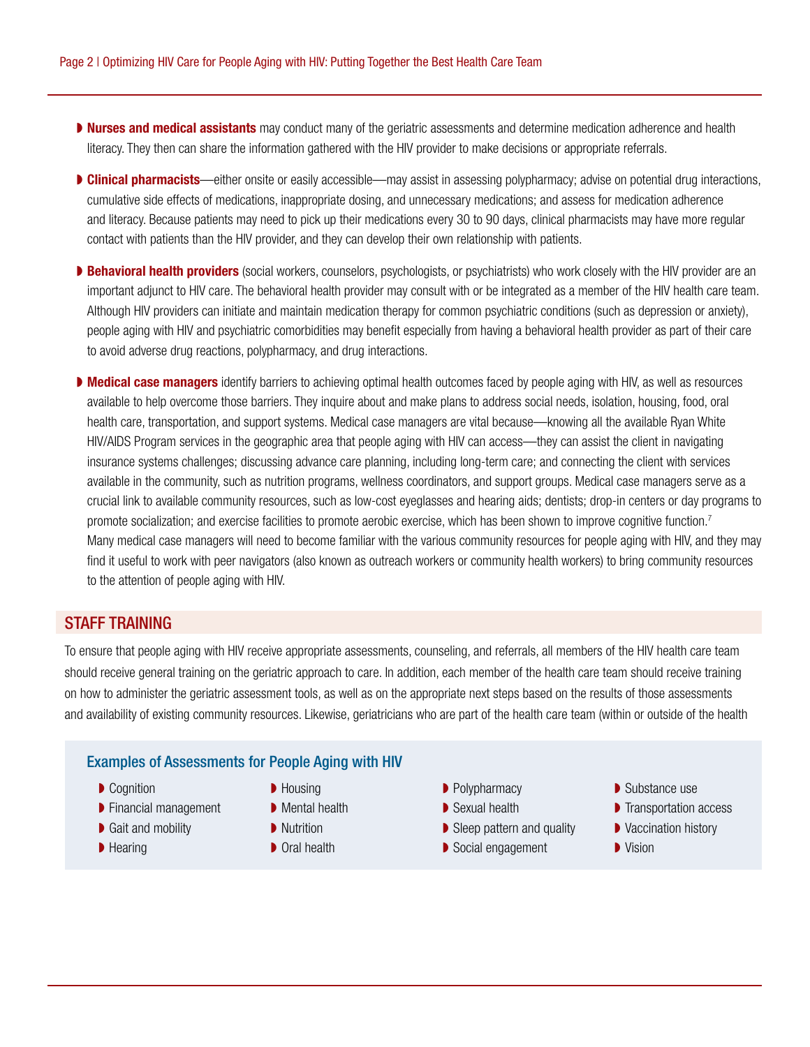- **Nurses and medical assistants** may conduct many of the geriatric assessments and determine medication adherence and health literacy. They then can share the information gathered with the HIV provider to make decisions or appropriate referrals.

- **Clinical pharmacists**—either onsite or easily accessible—may assist in assessing polypharmacy; advise on potential drug interactions, cumulative side effects of medications, inappropriate dosing, and unnecessary medications; and assess for medication adherence and literacy. Because patients may need to pick up their medications every 30 to 90 days, clinical pharmacists may have more regular contact with patients than the HIV provider, and they can develop their own relationship with patients.

- **Behavioral health providers** (social workers, counselors, psychologists, or psychiatrists) who work closely with the HIV provider are an important adjunct to HIV care. The behavioral health provider may consult with or be integrated as a member of the HIV health care team. Although HIV providers can initiate and maintain medication therapy for common psychiatric conditions (such as depression or anxiety), people aging with HIV and psychiatric comorbidities may benefit especially from having a behavioral health provider as part of their care to avoid adverse drug reactions, polypharmacy, and drug interactions.

- **Medical case managers** identify barriers to achieving optimal health outcomes faced by people aging with HIV, as well as resources available to help overcome those barriers. They inquire about and make plans to address social needs, isolation, housing, food, oral health care, transportation, and support systems. Medical case managers are vital because—knowing all the available Ryan White HIV/AIDS Program services in the geographic area that people aging with HIV can access—they can assist the client in navigating insurance systems challenges; discussing advance care planning, including long-term care; and connecting the client with services available in the community, such as nutrition programs, wellness coordinators, and support groups. Medical case managers serve as a crucial link to available community resources, such as low-cost eyeglasses and hearing aids; dentists; drop-in centers or day programs to promote socialization; and exercise facilities to promote aerobic exercise, which has been shown to improve cognitive function.[7] Many medical case managers will need to become familiar with the various community resources for people aging with HIV, and they may find it useful to work with peer navigators (also known as outreach workers or community health workers) to bring community resources to the attention of people aging with HIV.

## STAFF TRAINING

To ensure that people aging with HIV receive appropriate assessments, counseling, and referrals, all members of the HIV health care team should receive general training on the geriatric approach to care. In addition, each member of the health care team should receive training on how to administer the geriatric assessment tools, as well as on the appropriate next steps based on the results of those assessments and availability of existing community resources. Likewise, geriatricians who are part of the health care team (within or outside of the health

### Examples of Assessments for People Aging with HIV

- Cognition
- Financial management
- Gait and mobility
- Hearing
- Housing
- Mental health
- Nutrition
- Oral health
- Polypharmacy
- Sexual health
- Sleep pattern and quality
- Social engagement
- Substance use
- Transportation access
- Vaccination history
- Vision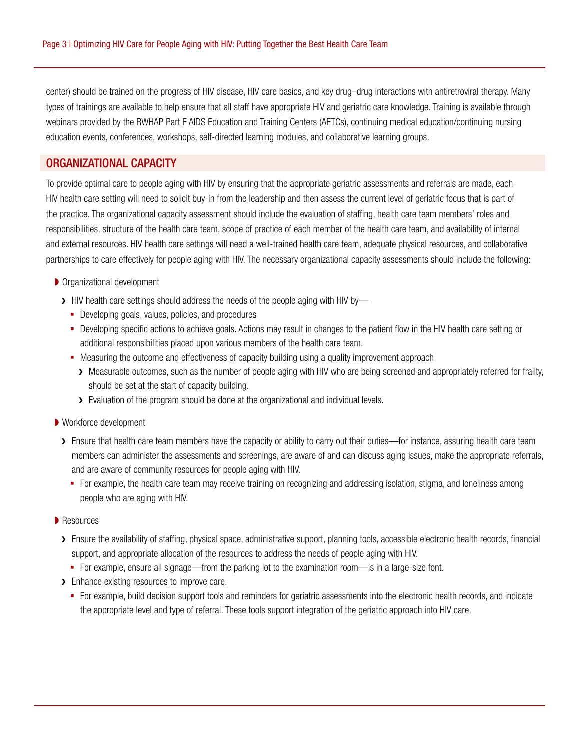center) should be trained on the progress of HIV disease, HIV care basics, and key drug–drug interactions with antiretroviral therapy. Many types of trainings are available to help ensure that all staff have appropriate HIV and geriatric care knowledge. Training is available through webinars provided by the RWHAP Part F AIDS Education and Training Centers (AETCs), continuing medical education/continuing nursing education events, conferences, workshops, self-directed learning modules, and collaborative learning groups.

## ORGANIZATIONAL CAPACITY

To provide optimal care to people aging with HIV by ensuring that the appropriate geriatric assessments and referrals are made, each HIV health care setting will need to solicit buy-in from the leadership and then assess the current level of geriatric focus that is part of the practice. The organizational capacity assessment should include the evaluation of staffing, health care team members' roles and responsibilities, structure of the health care team, scope of practice of each member of the health care team, and availability of internal and external resources. HIV health care settings will need a well-trained health care team, adequate physical resources, and collaborative partnerships to care effectively for people aging with HIV. The necessary organizational capacity assessments should include the following:

- Organizational development
  - HIV health care settings should address the needs of the people aging with HIV by—
    - Developing goals, values, policies, and procedures
    - Developing specific actions to achieve goals. Actions may result in changes to the patient flow in the HIV health care setting or additional responsibilities placed upon various members of the health care team.
    - Measuring the outcome and effectiveness of capacity building using a quality improvement approach
      - Measurable outcomes, such as the number of people aging with HIV who are being screened and appropriately referred for frailty, should be set at the start of capacity building.
      - Evaluation of the program should be done at the organizational and individual levels.
- Workforce development
  - Ensure that health care team members have the capacity or ability to carry out their duties—for instance, assuring health care team members can administer the assessments and screenings, are aware of and can discuss aging issues, make the appropriate referrals, and are aware of community resources for people aging with HIV.
    - For example, the health care team may receive training on recognizing and addressing isolation, stigma, and loneliness among people who are aging with HIV.
- Resources
  - Ensure the availability of staffing, physical space, administrative support, planning tools, accessible electronic health records, financial support, and appropriate allocation of the resources to address the needs of people aging with HIV.
    - For example, ensure all signage—from the parking lot to the examination room—is in a large-size font.
  - Enhance existing resources to improve care.
    - For example, build decision support tools and reminders for geriatric assessments into the electronic health records, and indicate the appropriate level and type of referral. These tools support integration of the geriatric approach into HIV care.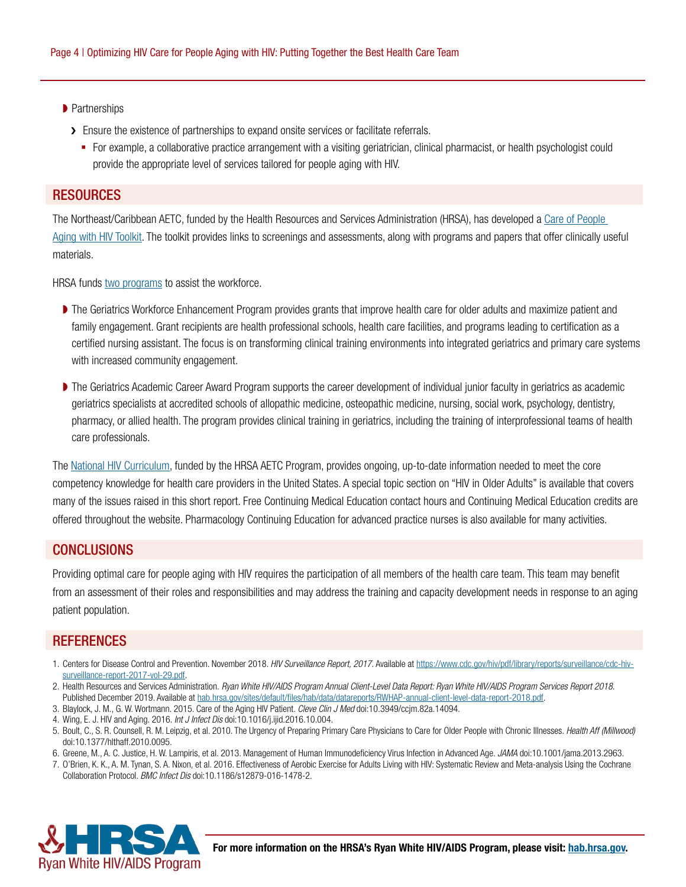- Partnerships
  - Ensure the existence of partnerships to expand onsite services or facilitate referrals.
    - For example, a collaborative practice arrangement with a visiting geriatrician, clinical pharmacist, or health psychologist could provide the appropriate level of services tailored for people aging with HIV.

## RESOURCES

The Northeast/Caribbean AETC, funded by the Health Resources and Services Administration (HRSA), has developed a Care of People Aging with HIV Toolkit. The toolkit provides links to screenings and assessments, along with programs and papers that offer clinically useful materials.

HRSA funds two programs to assist the workforce.

- The Geriatrics Workforce Enhancement Program provides grants that improve health care for older adults and maximize patient and family engagement. Grant recipients are health professional schools, health care facilities, and programs leading to certification as a certified nursing assistant. The focus is on transforming clinical training environments into integrated geriatrics and primary care systems with increased community engagement.
- The Geriatrics Academic Career Award Program supports the career development of individual junior faculty in geriatrics as academic geriatrics specialists at accredited schools of allopathic medicine, osteopathic medicine, nursing, social work, psychology, dentistry, pharmacy, or allied health. The program provides clinical training in geriatrics, including the training of interprofessional teams of health care professionals.

The National HIV Curriculum, funded by the HRSA AETC Program, provides ongoing, up-to-date information needed to meet the core competency knowledge for health care providers in the United States. A special topic section on "HIV in Older Adults" is available that covers many of the issues raised in this short report. Free Continuing Medical Education contact hours and Continuing Medical Education credits are offered throughout the website. Pharmacology Continuing Education for advanced practice nurses is also available for many activities.

## CONCLUSIONS

Providing optimal care for people aging with HIV requires the participation of all members of the health care team. This team may benefit from an assessment of their roles and responsibilities and may address the training and capacity development needs in response to an aging patient population.

## REFERENCES

1. Centers for Disease Control and Prevention. November 2018. *HIV Surveillance Report, 2017.* Available at https://www.cdc.gov/hiv/pdf/library/reports/surveillance/cdc-hiv-surveillance-report-2017-vol-29.pdf.
2. Health Resources and Services Administration. *Ryan White HIV/AIDS Program Annual Client-Level Data Report: Ryan White HIV/AIDS Program Services Report 2018.* Published December 2019. Available at hab.hrsa.gov/sites/default/files/hab/data/datareports/RWHAP-annual-client-level-data-report-2018.pdf.
3. Blaylock, J. M., G. W. Wortmann. 2015. Care of the Aging HIV Patient. *Cleve Clin J Med* doi:10.3949/ccjm.82a.14094.
4. Wing, E. J. HIV and Aging. 2016. *Int J Infect Dis* doi:10.1016/j.ijid.2016.10.004.
5. Boult, C., S. R. Counsell, R. M. Leipzig, et al. 2010. The Urgency of Preparing Primary Care Physicians to Care for Older People with Chronic Illnesses. *Health Aff (Millwood)* doi:10.1377/hlthaff.2010.0095.
6. Greene, M., A. C. Justice, H. W. Lampiris, et al. 2013. Management of Human Immunodeficiency Virus Infection in Advanced Age. *JAMA* doi:10.1001/jama.2013.2963.
7. O'Brien, K. K., A. M. Tynan, S. A. Nixon, et al. 2016. Effectiveness of Aerobic Exercise for Adults Living with HIV: Systematic Review and Meta-analysis Using the Cochrane Collaboration Protocol. *BMC Infect Dis* doi:10.1186/s12879-016-1478-2.

HRSA Ryan White HIV/AIDS Program

**For more information on the HRSA's Ryan White HIV/AIDS Program, please visit: hab.hrsa.gov.**